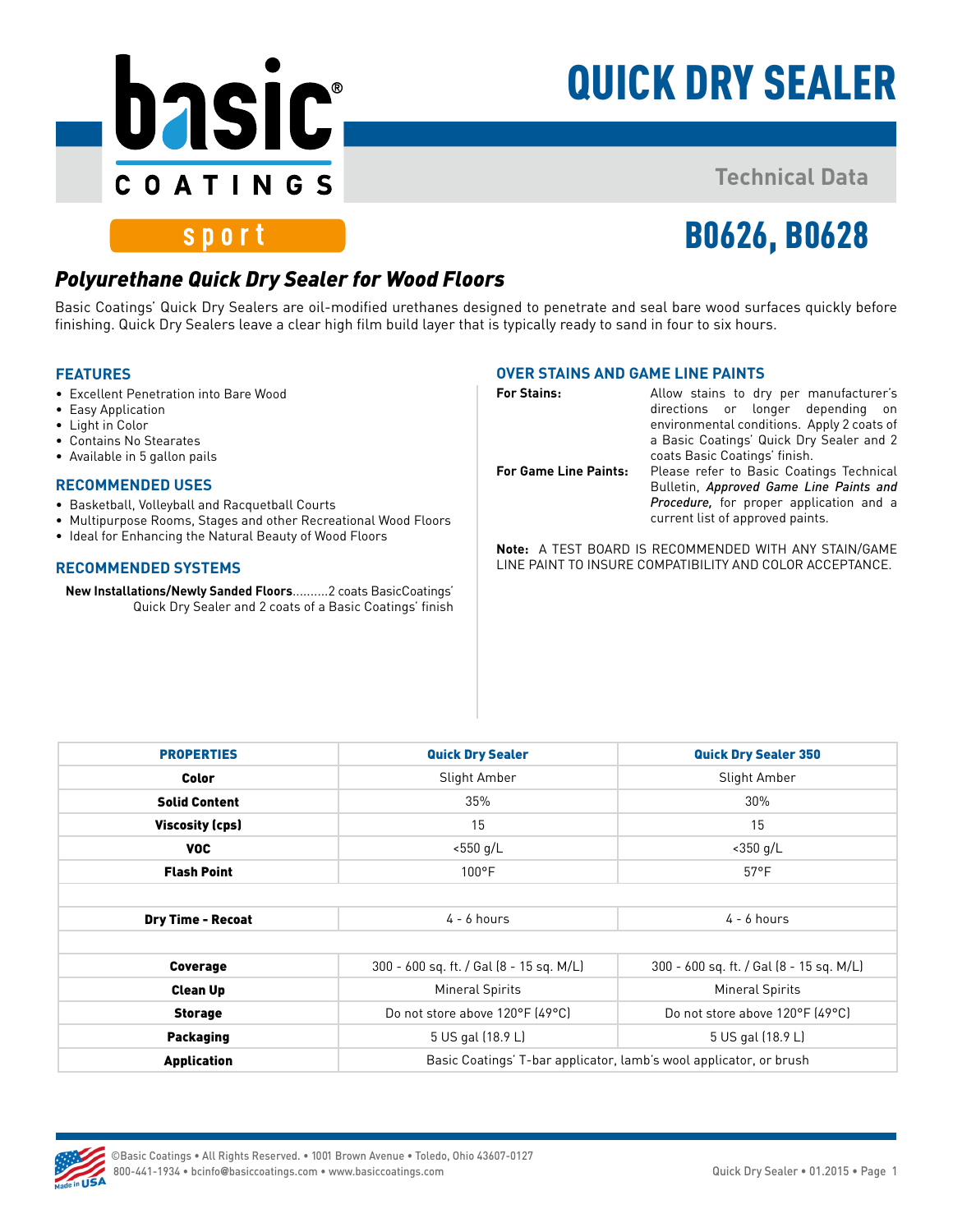basic® COATINGS

sport

# QUICK DRY SEALER

Technical Data

## B0626, B0628

### *Polyurethane Quick Dry Sealer for Wood Floors*

Basic Coatings' Quick Dry Sealers are oil-modified urethanes designed to penetrate and seal bare wood surfaces quickly before finishing. Quick Dry Sealers leave a clear high film build layer that is typically ready to sand in four to six hours.

### FEATURES

- Excellent Penetration into Bare Wood
- Easy Application
- Light in Color
- Contains No Stearates
- Available in 5 gallon pails

### RECOMMENDED USES

- Basketball, Volleyball and Racquetball Courts
- Multipurpose Rooms, Stages and other Recreational Wood Floors
- Ideal for Enhancing the Natural Beauty of Wood Floors

### RECOMMENDED SYSTEMS

**New Installations/Newly Sanded Floors**..........2 coats BasicCoatings' Quick Dry Sealer and 2 coats of a Basic Coatings' finish

### OVER STAINS AND GAME LINE PAINTS

**For Stains:** Allow stains to dry per manufacturer's directions or longer depending on environmental conditions. Apply 2 coats of a Basic Coatings' Quick Dry Sealer and 2 coats Basic Coatings' finish.

**For Game Line Paints:** Please refer to Basic Coatings Technical Bulletin, *Approved Game Line Paints and Procedure,* for proper application and a current list of approved paints.

**Note:** A TEST BOARD IS RECOMMENDED WITH ANY STAIN/GAME LINE PAINT TO INSURE COMPATIBILITY AND COLOR ACCEPTANCE.

| PROPERTIES | Quick Dry Sealer | Quick Dry Sealer 350 |
|---|---|---|
| **Color** | Slight Amber | Slight Amber |
| **Solid Content** | 35% | 30% |
| **Viscosity (cps)** | 15 | 15 |
| **VOC** | <550 g/L | <350 g/L |
| **Flash Point** | 100°F | 57°F |
| | | |
| **Dry Time - Recoat** | 4 - 6 hours | 4 - 6 hours |
| | | |
| **Coverage** | 300 - 600 sq. ft. / Gal (8 - 15 sq. M/L) | 300 - 600 sq. ft. / Gal (8 - 15 sq. M/L) |
| **Clean Up** | Mineral Spirits | Mineral Spirits |
| **Storage** | Do not store above 120°F (49°C) | Do not store above 120°F (49°C) |
| **Packaging** | 5 US gal (18.9 L) | 5 US gal (18.9 L) |
| **Application** | Basic Coatings' T-bar applicator, lamb's wool applicator, or brush | |

©Basic Coatings • All Rights Reserved. • 1001 Brown Avenue • Toledo, Ohio 43607-0127
800-441-1934 • bcinfo@basiccoatings.com • www.basiccoatings.com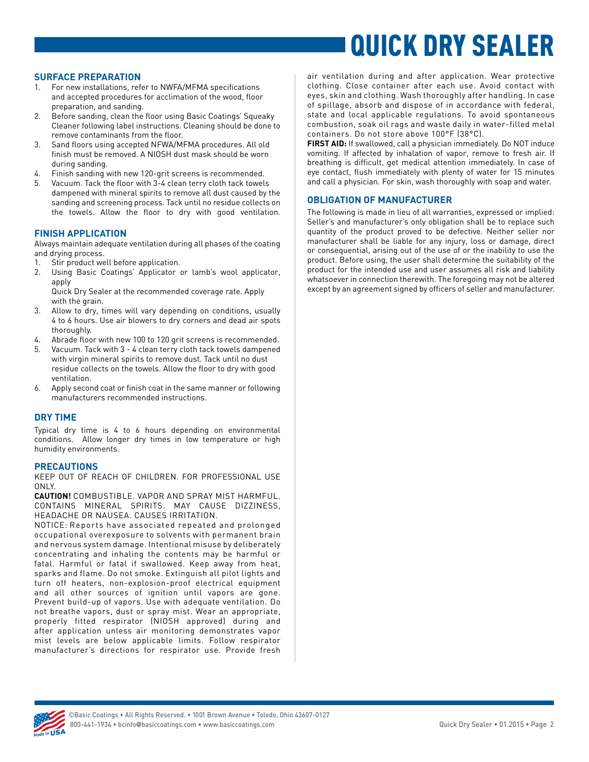# QUICK DRY SEALER

## SURFACE PREPARATION

1. For new installations, refer to NWFA/MFMA specifications and accepted procedures for acclimation of the wood, floor preparation, and sanding.
2. Before sanding, clean the floor using Basic Coatings' Squeaky Cleaner following label instructions. Cleaning should be done to remove contaminants from the floor.
3. Sand floors using accepted NFWA/MFMA procedures. All old finish must be removed. A NIOSH dust mask should be worn during sanding.
4. Finish sanding with new 120-grit screens is recommended.
5. Vacuum. Tack the floor with 3-4 clean terry cloth tack towels dampened with mineral spirits to remove all dust caused by the sanding and screening process. Tack until no residue collects on the towels. Allow the floor to dry with good ventilation.

## FINISH APPLICATION

Always maintain adequate ventilation during all phases of the coating and drying process.

1. Stir product well before application.
2. Using Basic Coatings' Applicator or lamb's wool applicator, apply
   Quick Dry Sealer at the recommended coverage rate. Apply with the grain.
3. Allow to dry, times will vary depending on conditions, usually 4 to 6 hours. Use air blowers to dry corners and dead air spots thoroughly.
4. Abrade floor with new 100 to 120 grit screens is recommended.
5. Vacuum. Tack with 3 - 4 clean terry cloth tack towels dampened with virgin mineral spirits to remove dust. Tack until no dust residue collects on the towels. Allow the floor to dry with good ventilation.
6. Apply second coat or finish coat in the same manner or following manufacturers recommended instructions.

## DRY TIME

Typical dry time is 4 to 6 hours depending on environmental conditions. Allow longer dry times in low temperature or high humidity environments.

## PRECAUTIONS

KEEP OUT OF REACH OF CHILDREN. FOR PROFESSIONAL USE ONLY.

**CAUTION!** COMBUSTIBLE. VAPOR AND SPRAY MIST HARMFUL. CONTAINS MINERAL SPIRITS. MAY CAUSE DIZZINESS, HEADACHE OR NAUSEA. CAUSES IRRITATION.

NOTICE: Reports have associated repeated and prolonged occupational overexposure to solvents with permanent brain and nervous system damage. Intentional misuse by deliberately concentrating and inhaling the contents may be harmful or fatal. Harmful or fatal if swallowed. Keep away from heat, sparks and flame. Do not smoke. Extinguish all pilot lights and turn off heaters, non-explosion-proof electrical equipment and all other sources of ignition until vapors are gone. Prevent build-up of vapors. Use with adequate ventilation. Do not breathe vapors, dust or spray mist. Wear an appropriate, properly fitted respirator (NIOSH approved) during and after application unless air monitoring demonstrates vapor mist levels are below applicable limits. Follow respirator manufacturer's directions for respirator use. Provide fresh air ventilation during and after application. Wear protective clothing. Close container after each use. Avoid contact with eyes, skin and clothing. Wash thoroughly after handling. In case of spillage, absorb and dispose of in accordance with federal, state and local applicable regulations. To avoid spontaneous combustion, soak oil rags and waste daily in water-filled metal containers. Do not store above 100°F (38°C).

**FIRST AID:** If swallowed, call a physician immediately. Do NOT induce vomiting. If affected by inhalation of vapor, remove to fresh air. If breathing is difficult, get medical attention immediately. In case of eye contact, flush immediately with plenty of water for 15 minutes and call a physician. For skin, wash thoroughly with soap and water.

## OBLIGATION OF MANUFACTURER

The following is made in lieu of all warranties, expressed or implied: Seller's and manufacturer's only obligation shall be to replace such quantity of the product proved to be defective. Neither seller nor manufacturer shall be liable for any injury, loss or damage, direct or consequential, arising out of the use of or the inability to use the product. Before using, the user shall determine the suitability of the product for the intended use and user assumes all risk and liability whatsoever in connection therewith. The foregoing may not be altered except by an agreement signed by officers of seller and manufacturer.

©Basic Coatings • All Rights Reserved. • 1001 Brown Avenue • Toledo, Ohio 43607-0127
800-441-1934 • bcinfo@basiccoatings.com • www.basiccoatings.com